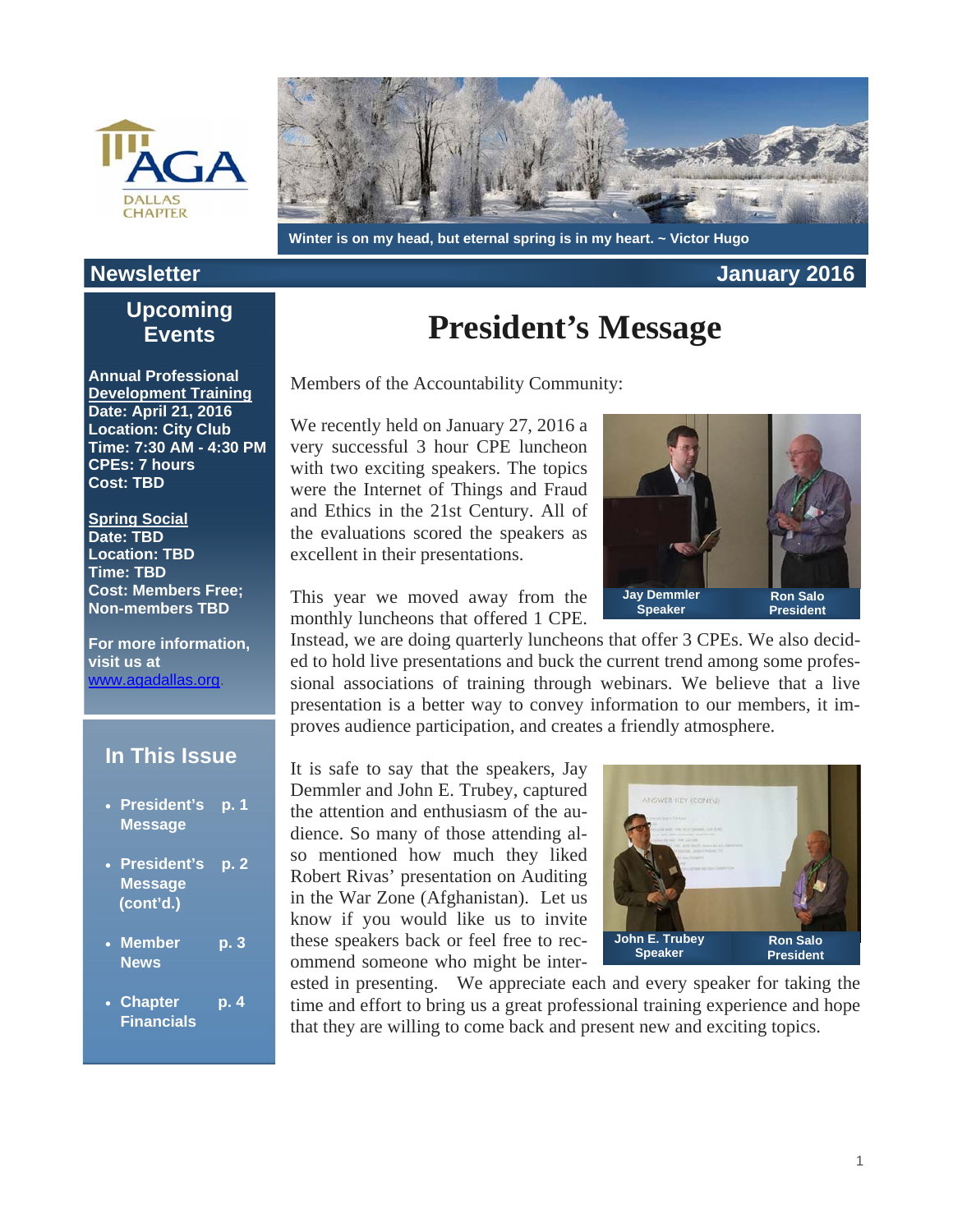AGA DALLAS CHAPTER

Winter is on my head, but eternal spring is in my heart. ~ Victor Hugo

**Newsletter** **January 2016**

## Upcoming Events

**Annual Professional Development Training**
**Date: April 21, 2016**
**Location: City Club**
**Time: 7:30 AM - 4:30 PM**
**CPEs: 7 hours**
**Cost: TBD**

**Spring Social**
**Date: TBD**
**Location: TBD**
**Time: TBD**
**Cost: Members Free; Non-members TBD**

**For more information, visit us at** www.agadallas.org.

## In This Issue

- **President's Message** p. 1
- **President's Message (cont'd.)** p. 2
- **Member News** p. 3
- **Chapter Financials** p. 4

# President's Message

Members of the Accountability Community:

We recently held on January 27, 2016 a very successful 3 hour CPE luncheon with two exciting speakers. The topics were the Internet of Things and Fraud and Ethics in the 21st Century. All of the evaluations scored the speakers as excellent in their presentations.

Jay Demmler Speaker — Ron Salo President

This year we moved away from the monthly luncheons that offered 1 CPE. Instead, we are doing quarterly luncheons that offer 3 CPEs. We also decided to hold live presentations and buck the current trend among some professional associations of training through webinars. We believe that a live presentation is a better way to convey information to our members, it improves audience participation, and creates a friendly atmosphere.

It is safe to say that the speakers, Jay Demmler and John E. Trubey, captured the attention and enthusiasm of the audience. So many of those attending also mentioned how much they liked Robert Rivas' presentation on Auditing in the War Zone (Afghanistan). Let us know if you would like us to invite these speakers back or feel free to recommend someone who might be interested in presenting. We appreciate each and every speaker for taking the time and effort to bring us a great professional training experience and hope that they are willing to come back and present new and exciting topics.

John E. Trubey Speaker — Ron Salo President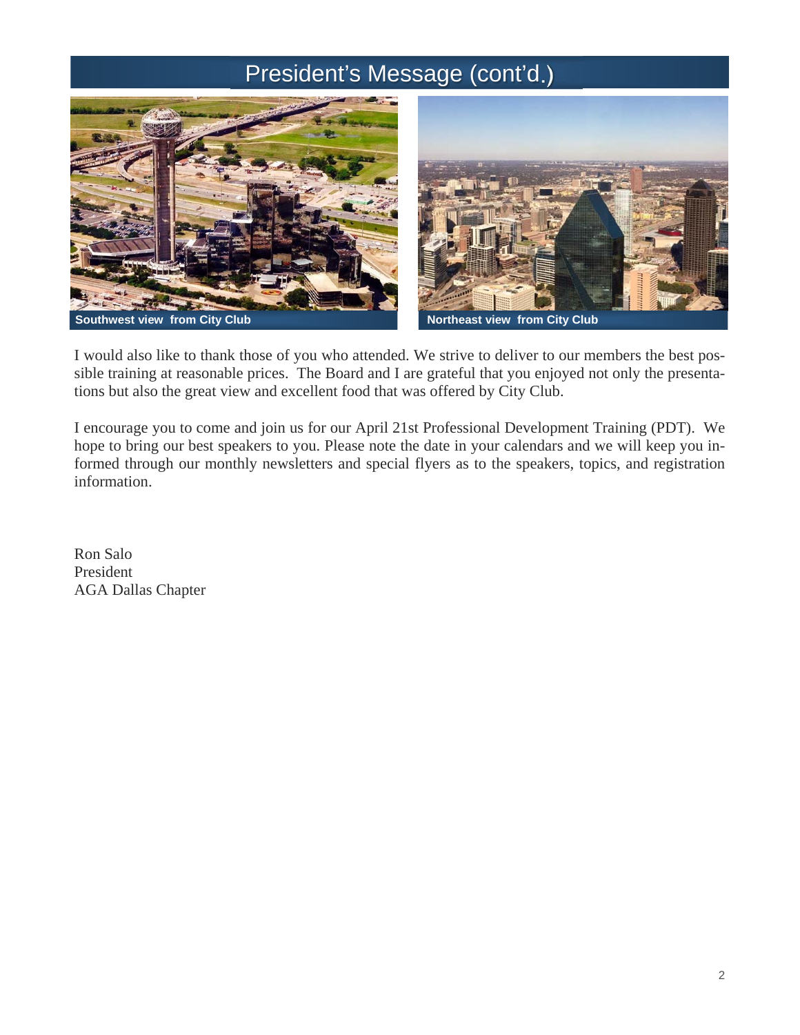# President's Message (cont'd.)

Southwest view from City Club

Northeast view from City Club

I would also like to thank those of you who attended. We strive to deliver to our members the best possible training at reasonable prices. The Board and I are grateful that you enjoyed not only the presentations but also the great view and excellent food that was offered by City Club.

I encourage you to come and join us for our April 21st Professional Development Training (PDT). We hope to bring our best speakers to you. Please note the date in your calendars and we will keep you informed through our monthly newsletters and special flyers as to the speakers, topics, and registration information.

Ron Salo
President
AGA Dallas Chapter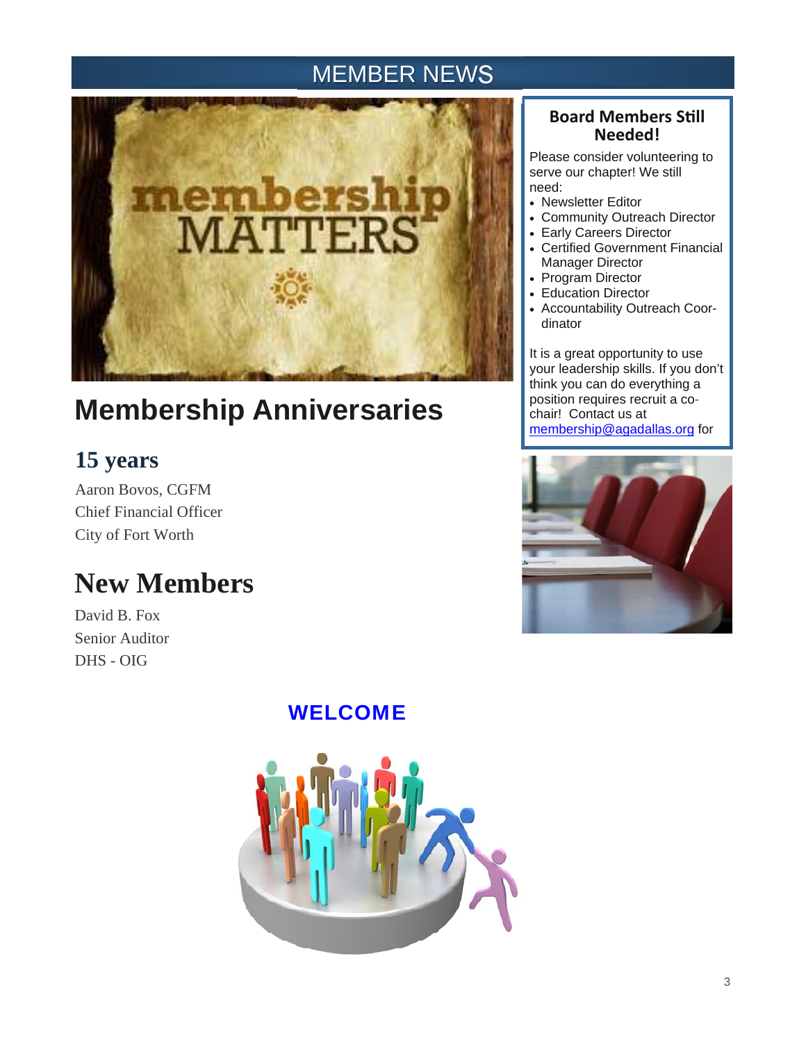# MEMBER NEWS

## Membership Anniversaries

### 15 years

Aaron Bovos, CGFM
Chief Financial Officer
City of Fort Worth

## New Members

David B. Fox
Senior Auditor
DHS - OIG

**WELCOME**

### Board Members Still Needed!

Please consider volunteering to serve our chapter! We still need:

- Newsletter Editor
- Community Outreach Director
- Early Careers Director
- Certified Government Financial Manager Director
- Program Director
- Education Director
- Accountability Outreach Coordinator

It is a great opportunity to use your leadership skills. If you don't think you can do everything a position requires recruit a co-chair! Contact us at membership@agadallas.org for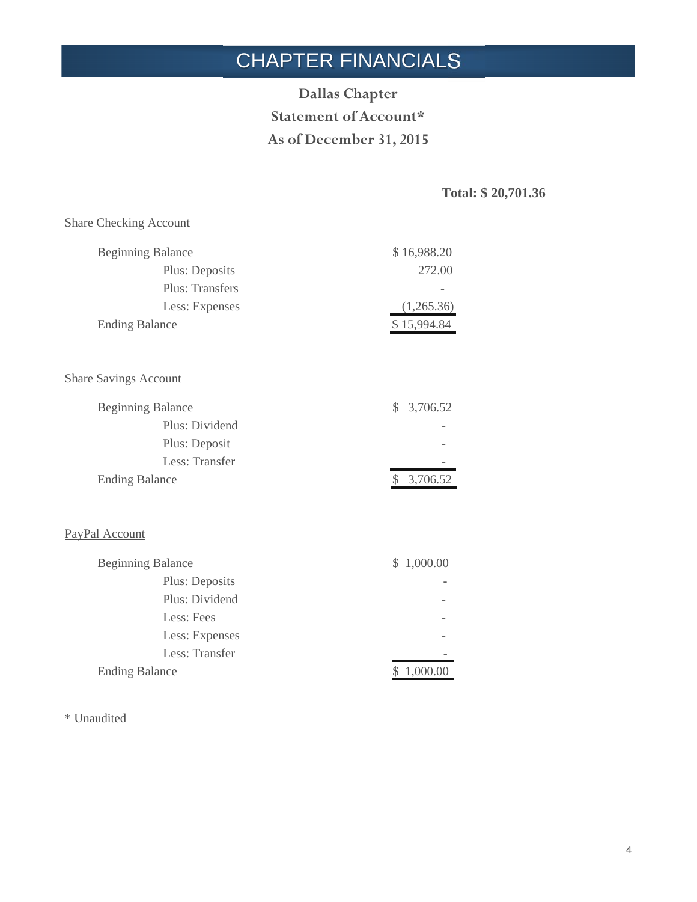# CHAPTER FINANCIALS

## Dallas Chapter

### Statement of Account*

### As of December 31, 2015

**Total: $ 20,701.36**

Share Checking Account

| | |
|---|---|
| Beginning Balance | $ 16,988.20 |
| Plus: Deposits | 272.00 |
| Plus: Transfers | - |
| Less: Expenses | (1,265.36) |
| Ending Balance | $ 15,994.84 |

Share Savings Account

| | |
|---|---|
| Beginning Balance | $ 3,706.52 |
| Plus: Dividend | - |
| Plus: Deposit | - |
| Less: Transfer | - |
| Ending Balance | $ 3,706.52 |

PayPal Account

| | |
|---|---|
| Beginning Balance | $ 1,000.00 |
| Plus: Deposits | - |
| Plus: Dividend | - |
| Less: Fees | - |
| Less: Expenses | - |
| Less: Transfer | - |
| Ending Balance | $ 1,000.00 |

* Unaudited